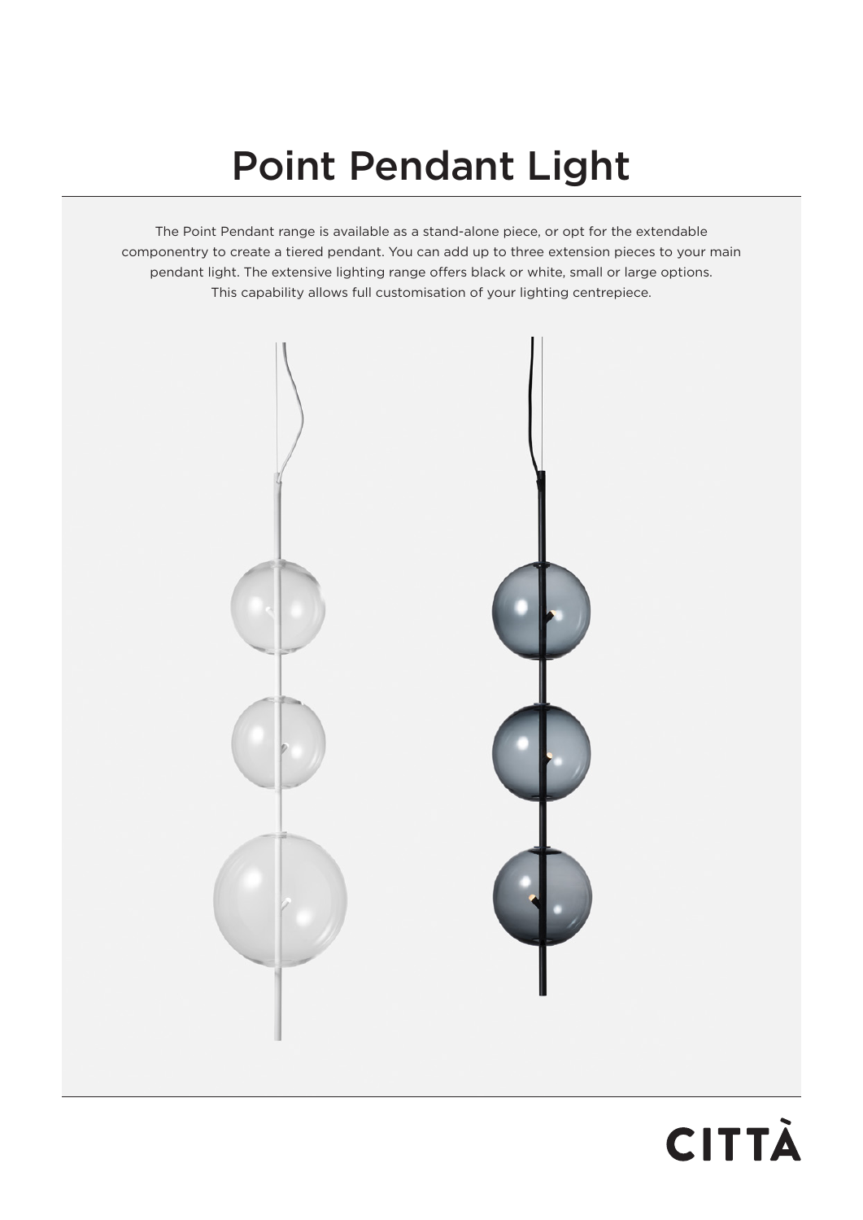# Point Pendant Light

The Point Pendant range is available as a stand-alone piece, or opt for the extendable componentry to create a tiered pendant. You can add up to three extension pieces to your main pendant light. The extensive lighting range offers black or white, small or large options. This capability allows full customisation of your lighting centrepiece.

CITTÀ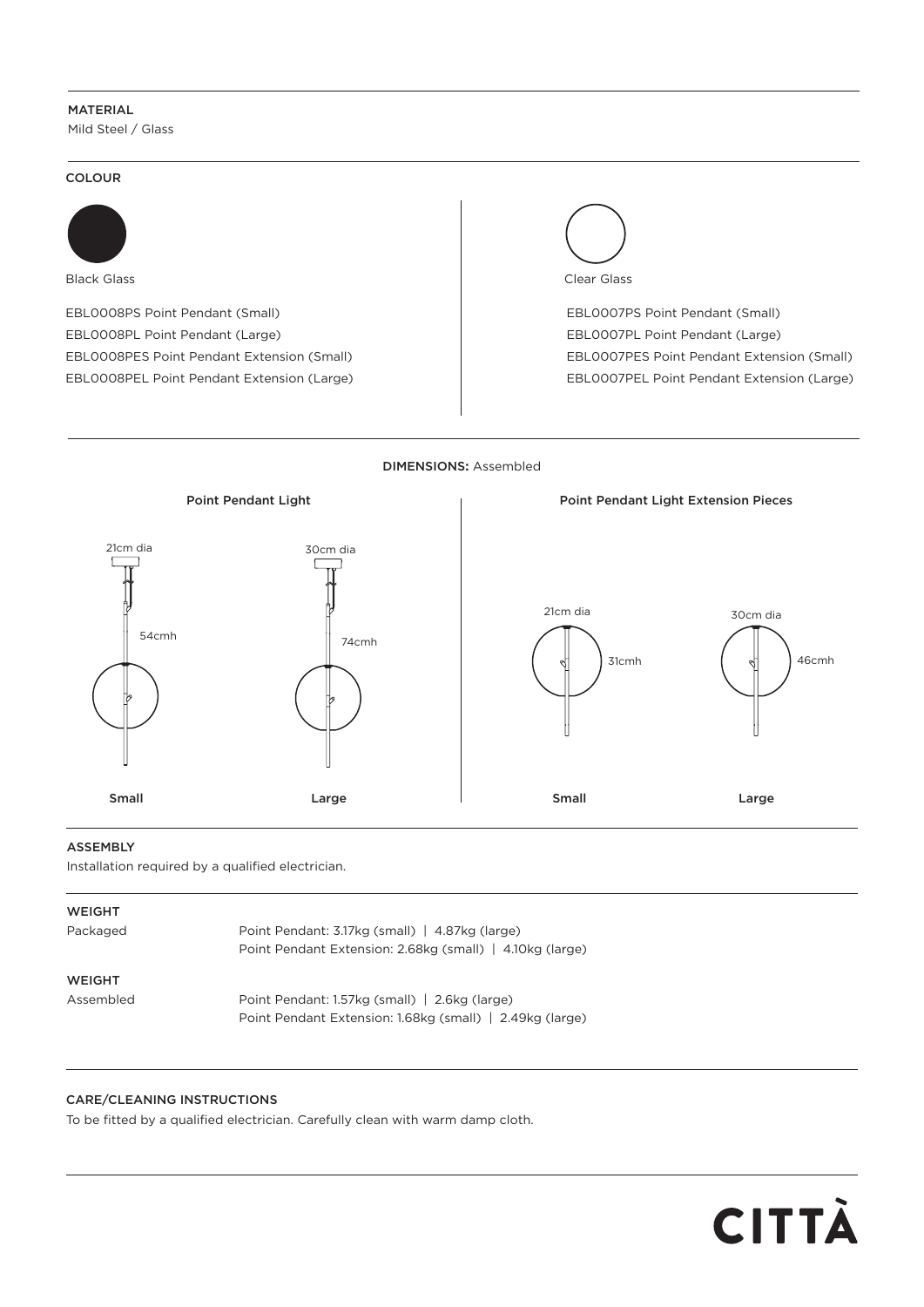## MATERIAL

Mild Steel / Glass

## COLOUR

**Black Glass**

EBL0008PS Point Pendant (Small)
EBL0008PL Point Pendant (Large)
EBL0008PES Point Pendant Extension (Small)
EBL0008PEL Point Pendant Extension (Large)

**Clear Glass**

EBL0007PS Point Pendant (Small)
EBL0007PL Point Pendant (Large)
EBL0007PES Point Pendant Extension (Small)
EBL0007PEL Point Pendant Extension (Large)

## DIMENSIONS: Assembled

**Point Pendant Light**

| | Small | Large |
|---|---|---|
| Diameter | 21cm dia | 30cm dia |
| Height | 54cmh | 74cmh |

**Point Pendant Light Extension Pieces**

| | Small | Large |
|---|---|---|
| Diameter | 21cm dia | 30cm dia |
| Height | 31cmh | 46cmh |

## ASSEMBLY

Installation required by a qualified electrician.

## WEIGHT

Packaged

Point Pendant: 3.17kg (small) | 4.87kg (large)
Point Pendant Extension: 2.68kg (small) | 4.10kg (large)

## WEIGHT

Assembled

Point Pendant: 1.57kg (small) | 2.6kg (large)
Point Pendant Extension: 1.68kg (small) | 2.49kg (large)

## CARE/CLEANING INSTRUCTIONS

To be fitted by a qualified electrician. Carefully clean with warm damp cloth.

CITTÀ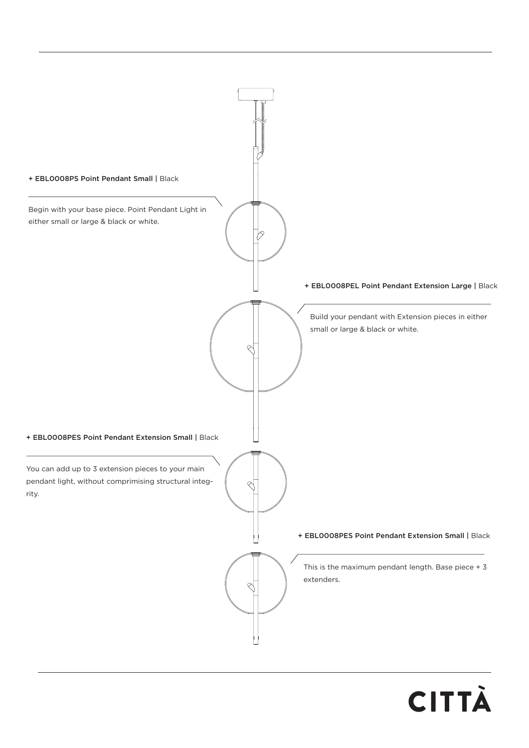**+ EBL0008PS Point Pendant Small** | Black

Begin with your base piece. Point Pendant Light in either small or large & black or white.

**+ EBL0008PEL Point Pendant Extension Large** | Black

Build your pendant with Extension pieces in either small or large & black or white.

**+ EBL0008PES Point Pendant Extension Small** | Black

You can add up to 3 extension pieces to your main pendant light, without comprimising structural integrity.

**+ EBL0008PES Point Pendant Extension Small** | Black

This is the maximum pendant length. Base piece + 3 extenders.

CITTÀ